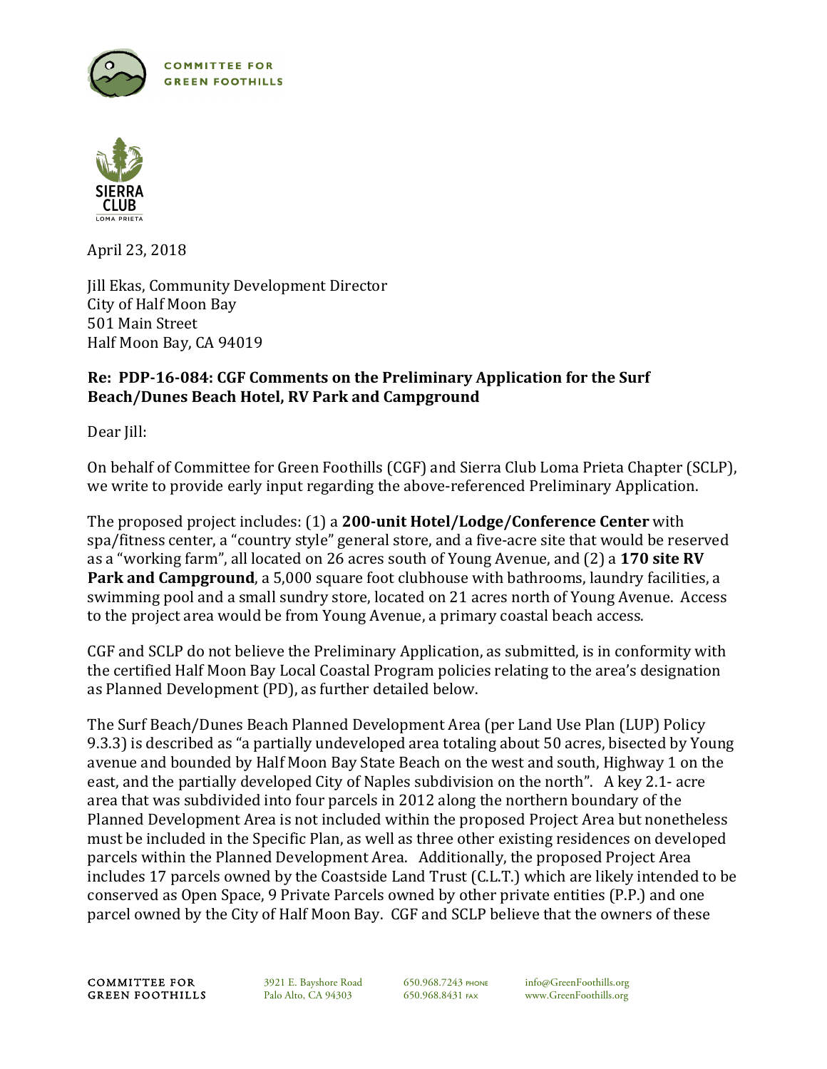COMMITTEE FOR GREEN FOOTHILLS

SIERRA CLUB LOMA PRIETA

April 23, 2018

Jill Ekas, Community Development Director
City of Half Moon Bay
501 Main Street
Half Moon Bay, CA 94019

**Re: PDP-16-084: CGF Comments on the Preliminary Application for the Surf Beach/Dunes Beach Hotel, RV Park and Campground**

Dear Jill:

On behalf of Committee for Green Foothills (CGF) and Sierra Club Loma Prieta Chapter (SCLP), we write to provide early input regarding the above-referenced Preliminary Application.

The proposed project includes: (1) a **200-unit Hotel/Lodge/Conference Center** with spa/fitness center, a "country style" general store, and a five-acre site that would be reserved as a "working farm", all located on 26 acres south of Young Avenue, and (2) a **170 site RV Park and Campground**, a 5,000 square foot clubhouse with bathrooms, laundry facilities, a swimming pool and a small sundry store, located on 21 acres north of Young Avenue. Access to the project area would be from Young Avenue, a primary coastal beach access.

CGF and SCLP do not believe the Preliminary Application, as submitted, is in conformity with the certified Half Moon Bay Local Coastal Program policies relating to the area's designation as Planned Development (PD), as further detailed below.

The Surf Beach/Dunes Beach Planned Development Area (per Land Use Plan (LUP) Policy 9.3.3) is described as "a partially undeveloped area totaling about 50 acres, bisected by Young avenue and bounded by Half Moon Bay State Beach on the west and south, Highway 1 on the east, and the partially developed City of Naples subdivision on the north". A key 2.1- acre area that was subdivided into four parcels in 2012 along the northern boundary of the Planned Development Area is not included within the proposed Project Area but nonetheless must be included in the Specific Plan, as well as three other existing residences on developed parcels within the Planned Development Area. Additionally, the proposed Project Area includes 17 parcels owned by the Coastside Land Trust (C.L.T.) which are likely intended to be conserved as Open Space, 9 Private Parcels owned by other private entities (P.P.) and one parcel owned by the City of Half Moon Bay. CGF and SCLP believe that the owners of these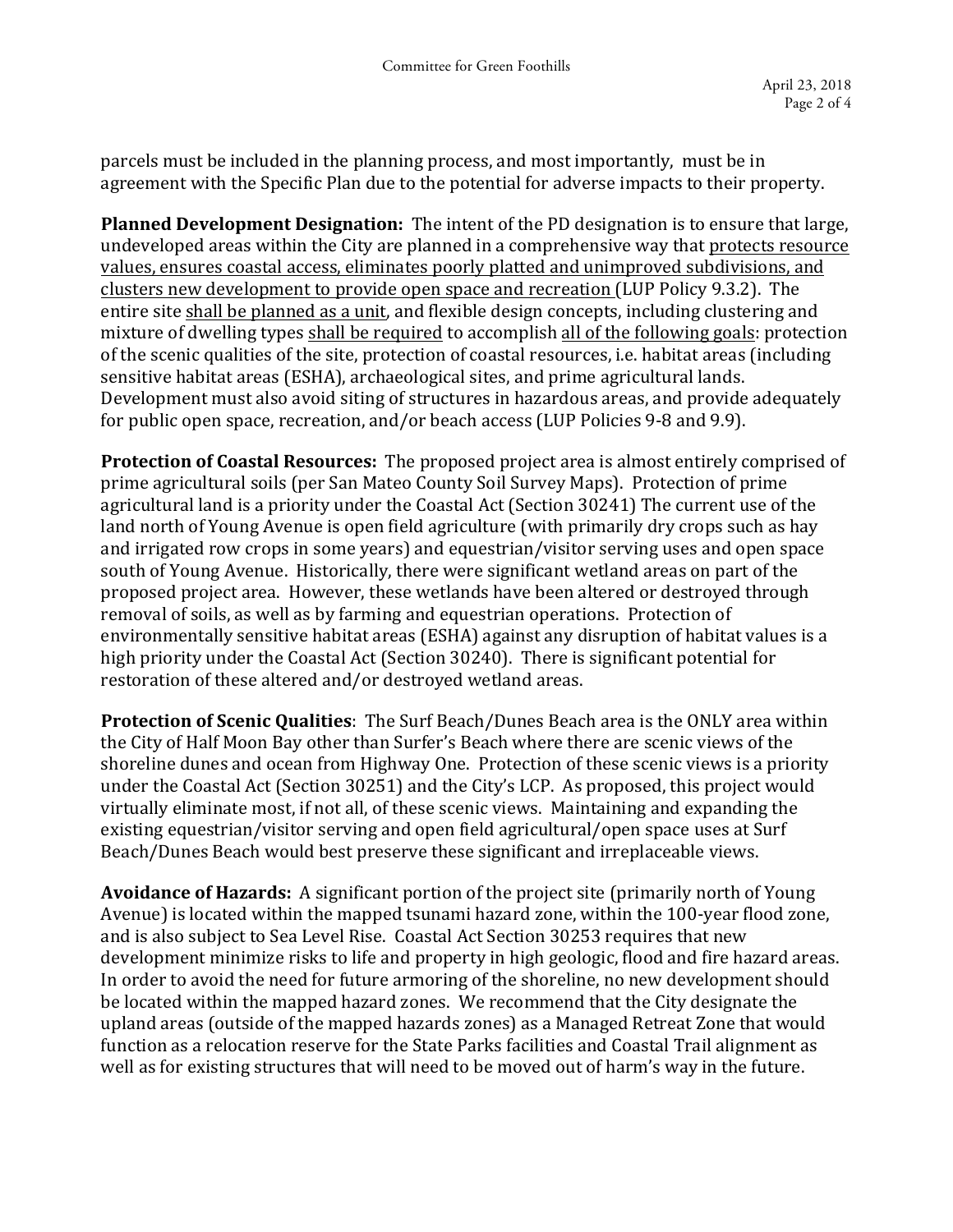parcels must be included in the planning process, and most importantly, must be in agreement with the Specific Plan due to the potential for adverse impacts to their property.

**Planned Development Designation:** The intent of the PD designation is to ensure that large, undeveloped areas within the City are planned in a comprehensive way that <u>protects resource values, ensures coastal access, eliminates poorly platted and unimproved subdivisions, and clusters new development to provide open space and recreation</u> (LUP Policy 9.3.2). The entire site <u>shall be planned as a unit</u>, and flexible design concepts, including clustering and mixture of dwelling types <u>shall be required</u> to accomplish <u>all of the following goals</u>: protection of the scenic qualities of the site, protection of coastal resources, i.e. habitat areas (including sensitive habitat areas (ESHA), archaeological sites, and prime agricultural lands. Development must also avoid siting of structures in hazardous areas, and provide adequately for public open space, recreation, and/or beach access (LUP Policies 9-8 and 9.9).

**Protection of Coastal Resources:** The proposed project area is almost entirely comprised of prime agricultural soils (per San Mateo County Soil Survey Maps). Protection of prime agricultural land is a priority under the Coastal Act (Section 30241) The current use of the land north of Young Avenue is open field agriculture (with primarily dry crops such as hay and irrigated row crops in some years) and equestrian/visitor serving uses and open space south of Young Avenue. Historically, there were significant wetland areas on part of the proposed project area. However, these wetlands have been altered or destroyed through removal of soils, as well as by farming and equestrian operations. Protection of environmentally sensitive habitat areas (ESHA) against any disruption of habitat values is a high priority under the Coastal Act (Section 30240). There is significant potential for restoration of these altered and/or destroyed wetland areas.

**Protection of Scenic Qualities**: The Surf Beach/Dunes Beach area is the ONLY area within the City of Half Moon Bay other than Surfer's Beach where there are scenic views of the shoreline dunes and ocean from Highway One. Protection of these scenic views is a priority under the Coastal Act (Section 30251) and the City's LCP. As proposed, this project would virtually eliminate most, if not all, of these scenic views. Maintaining and expanding the existing equestrian/visitor serving and open field agricultural/open space uses at Surf Beach/Dunes Beach would best preserve these significant and irreplaceable views.

**Avoidance of Hazards:** A significant portion of the project site (primarily north of Young Avenue) is located within the mapped tsunami hazard zone, within the 100-year flood zone, and is also subject to Sea Level Rise. Coastal Act Section 30253 requires that new development minimize risks to life and property in high geologic, flood and fire hazard areas. In order to avoid the need for future armoring of the shoreline, no new development should be located within the mapped hazard zones. We recommend that the City designate the upland areas (outside of the mapped hazards zones) as a Managed Retreat Zone that would function as a relocation reserve for the State Parks facilities and Coastal Trail alignment as well as for existing structures that will need to be moved out of harm's way in the future.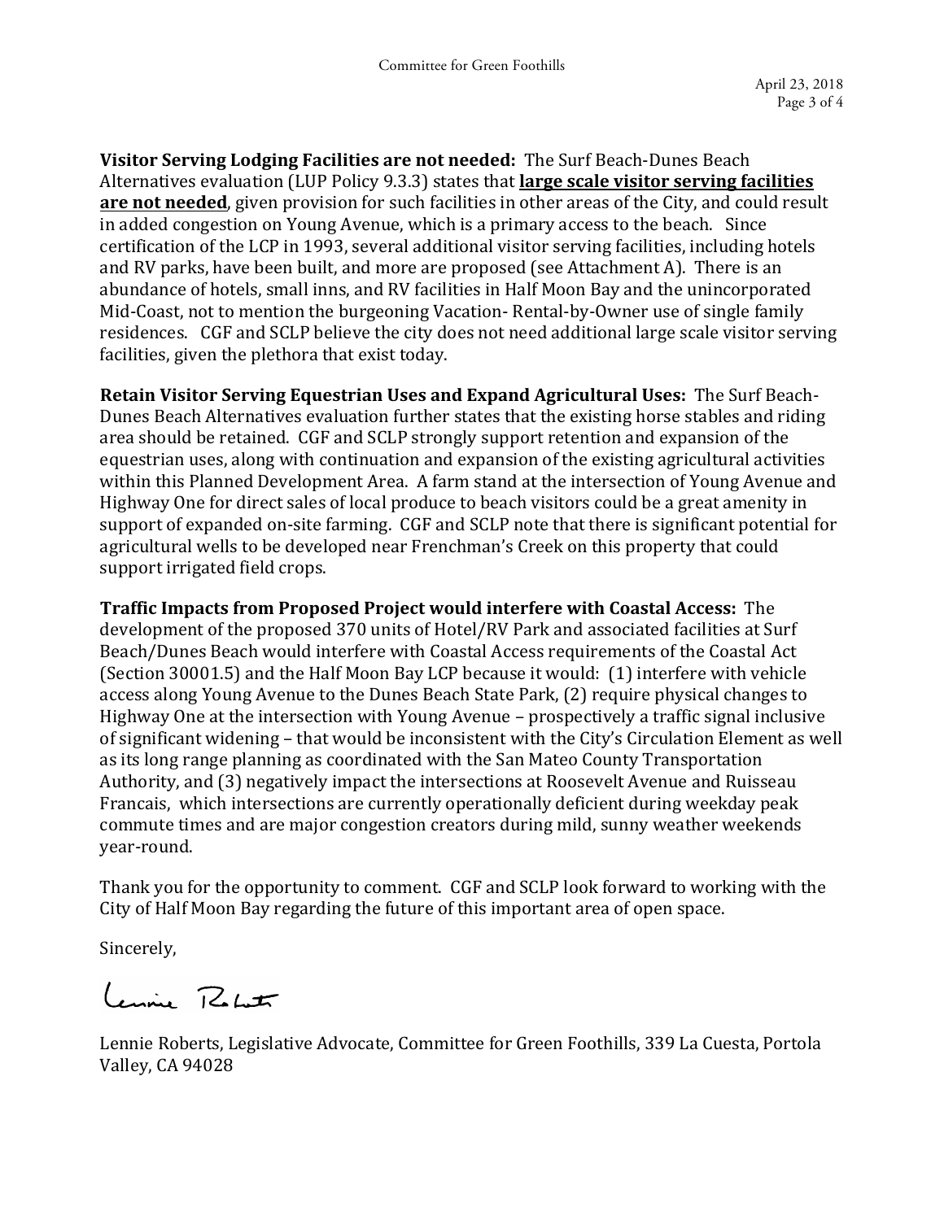**Visitor Serving Lodging Facilities are not needed:** The Surf Beach-Dunes Beach Alternatives evaluation (LUP Policy 9.3.3) states that **large scale visitor serving facilities are not needed**, given provision for such facilities in other areas of the City, and could result in added congestion on Young Avenue, which is a primary access to the beach. Since certification of the LCP in 1993, several additional visitor serving facilities, including hotels and RV parks, have been built, and more are proposed (see Attachment A). There is an abundance of hotels, small inns, and RV facilities in Half Moon Bay and the unincorporated Mid-Coast, not to mention the burgeoning Vacation- Rental-by-Owner use of single family residences. CGF and SCLP believe the city does not need additional large scale visitor serving facilities, given the plethora that exist today.

**Retain Visitor Serving Equestrian Uses and Expand Agricultural Uses:** The Surf Beach-Dunes Beach Alternatives evaluation further states that the existing horse stables and riding area should be retained. CGF and SCLP strongly support retention and expansion of the equestrian uses, along with continuation and expansion of the existing agricultural activities within this Planned Development Area. A farm stand at the intersection of Young Avenue and Highway One for direct sales of local produce to beach visitors could be a great amenity in support of expanded on-site farming. CGF and SCLP note that there is significant potential for agricultural wells to be developed near Frenchman's Creek on this property that could support irrigated field crops.

**Traffic Impacts from Proposed Project would interfere with Coastal Access:** The development of the proposed 370 units of Hotel/RV Park and associated facilities at Surf Beach/Dunes Beach would interfere with Coastal Access requirements of the Coastal Act (Section 30001.5) and the Half Moon Bay LCP because it would: (1) interfere with vehicle access along Young Avenue to the Dunes Beach State Park, (2) require physical changes to Highway One at the intersection with Young Avenue – prospectively a traffic signal inclusive of significant widening – that would be inconsistent with the City's Circulation Element as well as its long range planning as coordinated with the San Mateo County Transportation Authority, and (3) negatively impact the intersections at Roosevelt Avenue and Ruisseau Francais, which intersections are currently operationally deficient during weekday peak commute times and are major congestion creators during mild, sunny weather weekends year-round.

Thank you for the opportunity to comment. CGF and SCLP look forward to working with the City of Half Moon Bay regarding the future of this important area of open space.

Sincerely,

Lennie Roberts

Lennie Roberts, Legislative Advocate, Committee for Green Foothills, 339 La Cuesta, Portola Valley, CA 94028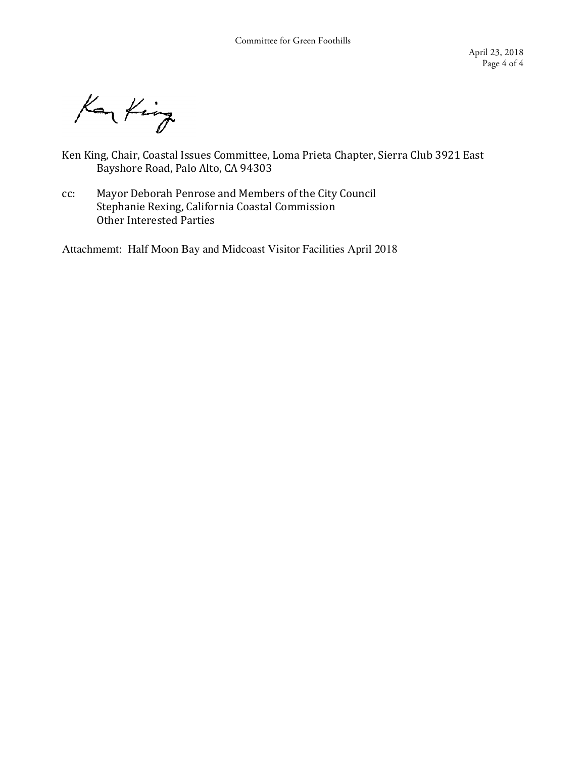Ken King

Ken King, Chair, Coastal Issues Committee, Loma Prieta Chapter, Sierra Club 3921 East Bayshore Road, Palo Alto, CA 94303

cc: Mayor Deborah Penrose and Members of the City Council
Stephanie Rexing, California Coastal Commission
Other Interested Parties

Attachmemt: Half Moon Bay and Midcoast Visitor Facilities April 2018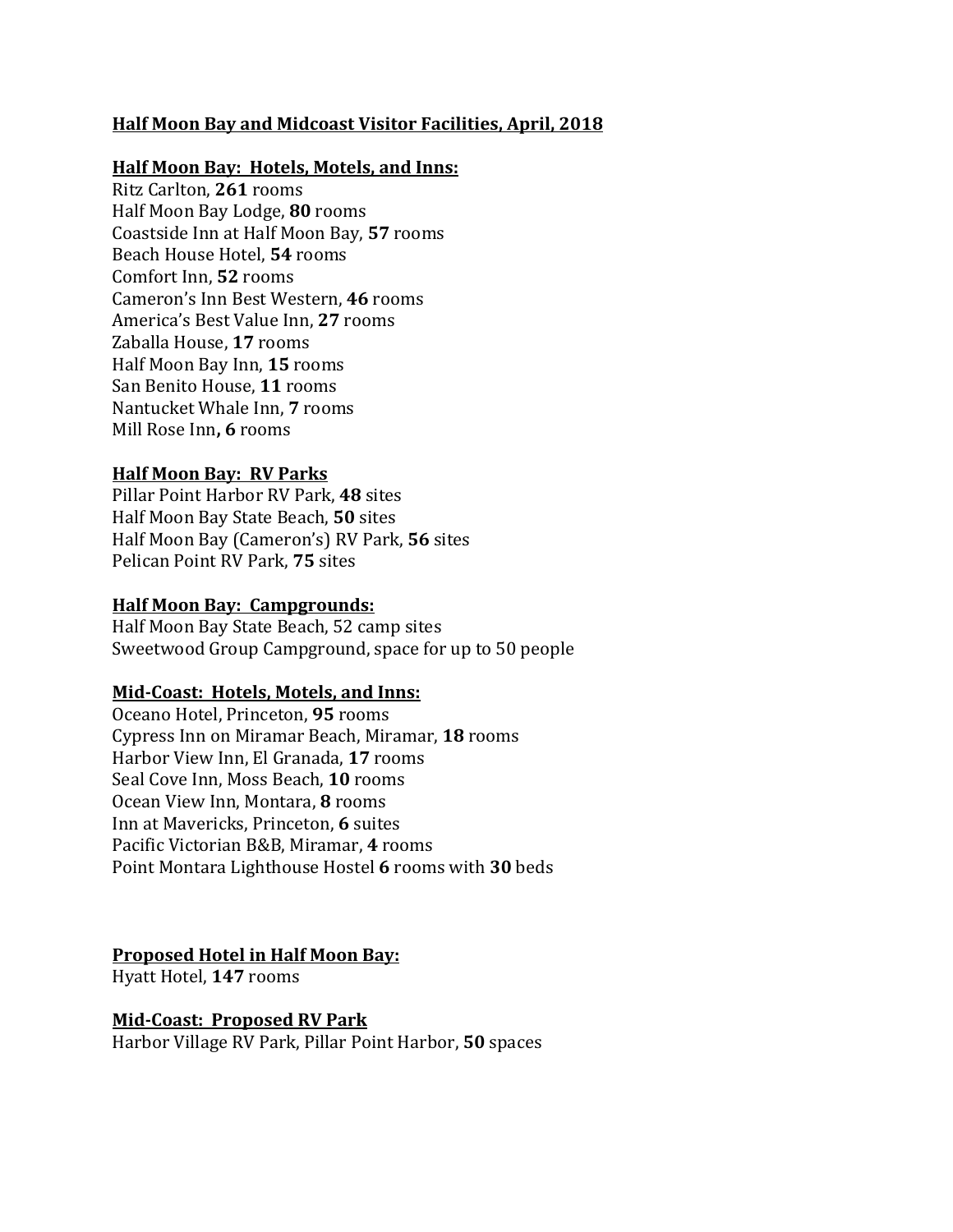**Half Moon Bay and Midcoast Visitor Facilities, April, 2018**

**Half Moon Bay: Hotels, Motels, and Inns:**

Ritz Carlton, **261** rooms
Half Moon Bay Lodge, **80** rooms
Coastside Inn at Half Moon Bay, **57** rooms
Beach House Hotel, **54** rooms
Comfort Inn, **52** rooms
Cameron's Inn Best Western, **46** rooms
America's Best Value Inn, **27** rooms
Zaballa House, **17** rooms
Half Moon Bay Inn, **15** rooms
San Benito House, **11** rooms
Nantucket Whale Inn, **7** rooms
Mill Rose Inn**, 6** rooms

**Half Moon Bay: RV Parks**

Pillar Point Harbor RV Park, **48** sites
Half Moon Bay State Beach, **50** sites
Half Moon Bay (Cameron's) RV Park, **56** sites
Pelican Point RV Park, **75** sites

**Half Moon Bay: Campgrounds:**

Half Moon Bay State Beach, 52 camp sites
Sweetwood Group Campground, space for up to 50 people

**Mid-Coast: Hotels, Motels, and Inns:**

Oceano Hotel, Princeton, **95** rooms
Cypress Inn on Miramar Beach, Miramar, **18** rooms
Harbor View Inn, El Granada, **17** rooms
Seal Cove Inn, Moss Beach, **10** rooms
Ocean View Inn, Montara, **8** rooms
Inn at Mavericks, Princeton, **6** suites
Pacific Victorian B&B, Miramar, **4** rooms
Point Montara Lighthouse Hostel **6** rooms with **30** beds

**Proposed Hotel in Half Moon Bay:**

Hyatt Hotel, **147** rooms

**Mid-Coast: Proposed RV Park**

Harbor Village RV Park, Pillar Point Harbor, **50** spaces